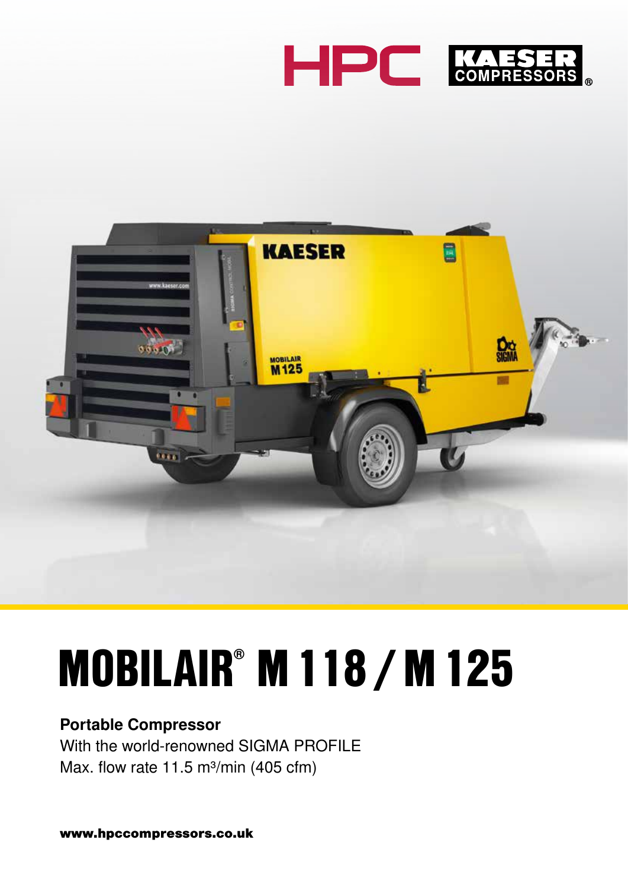HPC KAESER COMPRESSORS®

# MOBILAIR® M 118 / M 125

**Portable Compressor**
With the world-renowned SIGMA PROFILE
Max. flow rate 11.5 m³/min (405 cfm)

**www.hpccompressors.co.uk**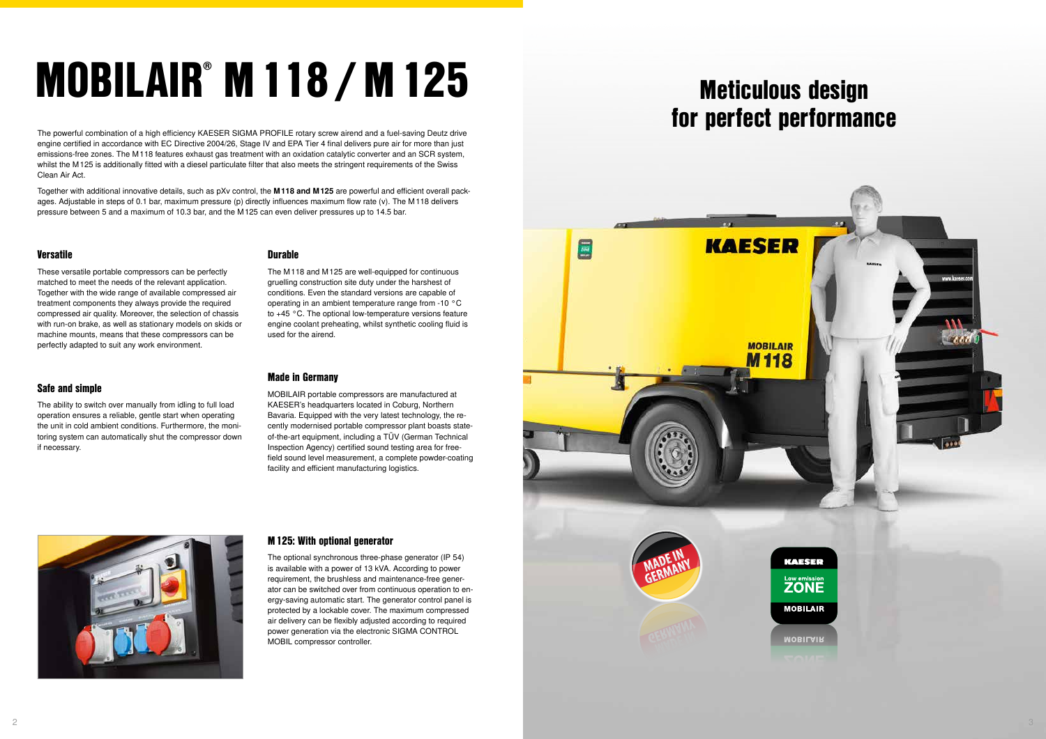# MOBILAIR® M 118 / M 125

The powerful combination of a high efficiency KAESER SIGMA PROFILE rotary screw airend and a fuel-saving Deutz drive engine certified in accordance with EC Directive 2004/26, Stage IV and EPA Tier 4 final delivers pure air for more than just emissions-free zones. The M 118 features exhaust gas treatment with an oxidation catalytic converter and an SCR system, whilst the M 125 is additionally fitted with a diesel particulate filter that also meets the stringent requirements of the Swiss Clean Air Act.

Together with additional innovative details, such as pXv control, the **M 118 and M 125** are powerful and efficient overall packages. Adjustable in steps of 0.1 bar, maximum pressure (p) directly influences maximum flow rate (v). The M 118 delivers pressure between 5 and a maximum of 10.3 bar, and the M 125 can even deliver pressures up to 14.5 bar.

### Versatile

These versatile portable compressors can be perfectly matched to meet the needs of the relevant application. Together with the wide range of available compressed air treatment components they always provide the required compressed air quality. Moreover, the selection of chassis with run-on brake, as well as stationary models on skids or machine mounts, means that these compressors can be perfectly adapted to suit any work environment.

### Safe and simple

The ability to switch over manually from idling to full load operation ensures a reliable, gentle start when operating the unit in cold ambient conditions. Furthermore, the monitoring system can automatically shut the compressor down if necessary.

### Durable

The M 118 and M 125 are well-equipped for continuous gruelling construction site duty under the harshest of conditions. Even the standard versions are capable of operating in an ambient temperature range from -10 °C to +45 °C. The optional low-temperature versions feature engine coolant preheating, whilst synthetic cooling fluid is used for the airend.

### Made in Germany

MOBILAIR portable compressors are manufactured at KAESER's headquarters located in Coburg, Northern Bavaria. Equipped with the very latest technology, the recently modernised portable compressor plant boasts state-of-the-art equipment, including a TÜV (German Technical Inspection Agency) certified sound testing area for free-field sound level measurement, a complete powder-coating facility and efficient manufacturing logistics.

### M 125: With optional generator

The optional synchronous three-phase generator (IP 54) is available with a power of 13 kVA. According to power requirement, the brushless and maintenance-free generator can be switched over from continuous operation to energy-saving automatic start. The generator control panel is protected by a lockable cover. The maximum compressed air delivery can be flexibly adjusted according to required power generation via the electronic SIGMA CONTROL MOBIL compressor controller.

## Meticulous design for perfect performance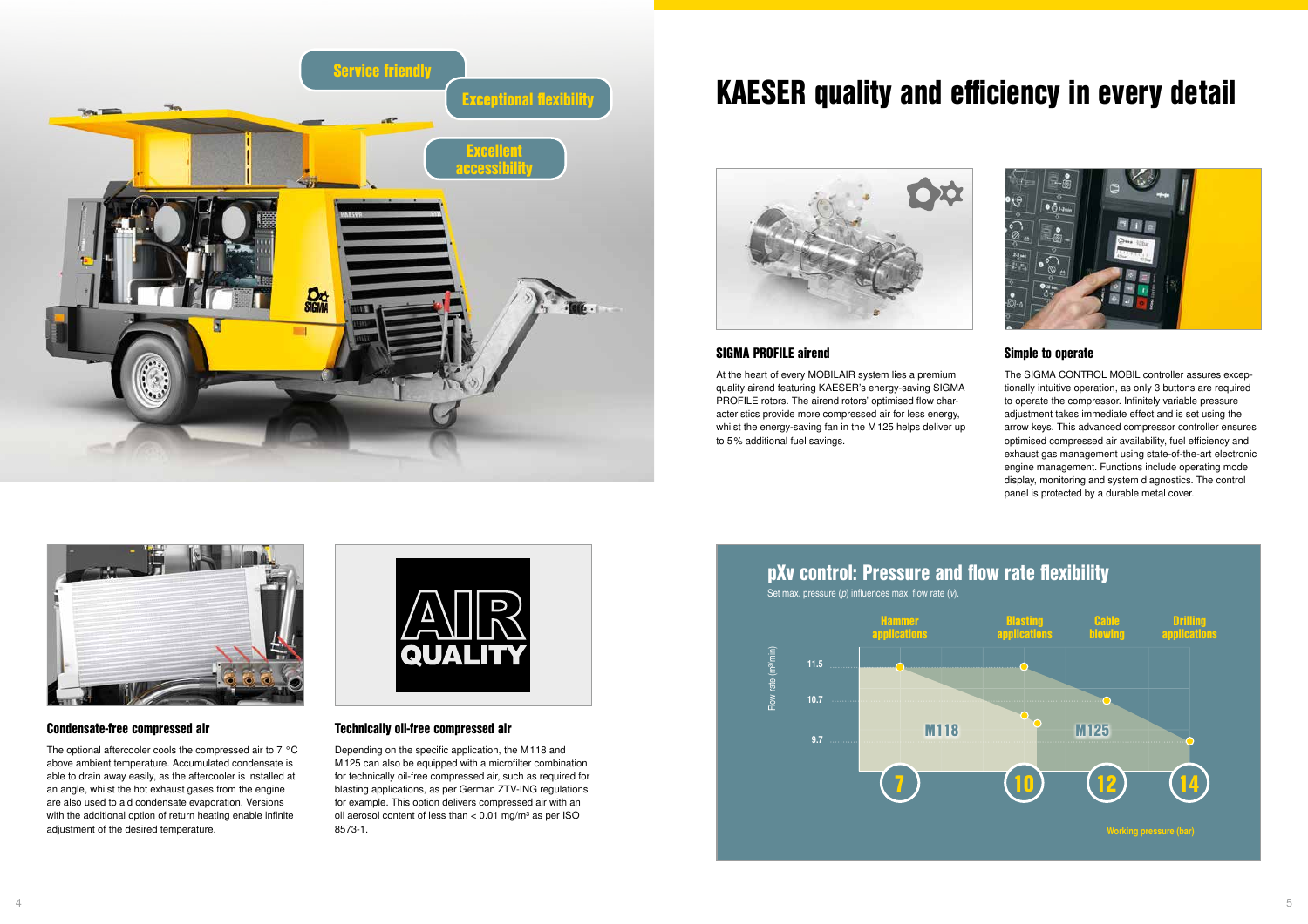Service friendly

Exceptional flexibility

Excellent accessibility

# KAESER quality and efficiency in every detail

### SIGMA PROFILE airend

At the heart of every MOBILAIR system lies a premium quality airend featuring KAESER's energy-saving SIGMA PROFILE rotors. The airend rotors' optimised flow characteristics provide more compressed air for less energy, whilst the energy-saving fan in the M 125 helps deliver up to 5 % additional fuel savings.

### Simple to operate

The SIGMA CONTROL MOBIL controller assures exceptionally intuitive operation, as only 3 buttons are required to operate the compressor. Infinitely variable pressure adjustment takes immediate effect and is set using the arrow keys. This advanced compressor controller ensures optimised compressed air availability, fuel efficiency and exhaust gas management using state-of-the-art electronic engine management. Functions include operating mode display, monitoring and system diagnostics. The control panel is protected by a durable metal cover.

### Condensate-free compressed air

The optional aftercooler cools the compressed air to 7 °C above ambient temperature. Accumulated condensate is able to drain away easily, as the aftercooler is installed at an angle, whilst the hot exhaust gases from the engine are also used to aid condensate evaporation. Versions with the additional option of return heating enable infinite adjustment of the desired temperature.

### Technically oil-free compressed air

Depending on the specific application, the M 118 and M 125 can also be equipped with a microfilter combination for technically oil-free compressed air, such as required for blasting applications, as per German ZTV-ING regulations for example. This option delivers compressed air with an oil aerosol content of less than < 0.01 mg/m³ as per ISO 8573-1.

### pXv control: Pressure and flow rate flexibility

Set max. pressure (*p*) influences max. flow rate (*v*).

Hammer applications · Blasting applications · Cable blowing · Drilling applications

Flow rate (m³/min): 11.5, 10.7, 9.7

M118 · M125

Working pressure (bar): 7, 10, 12, 14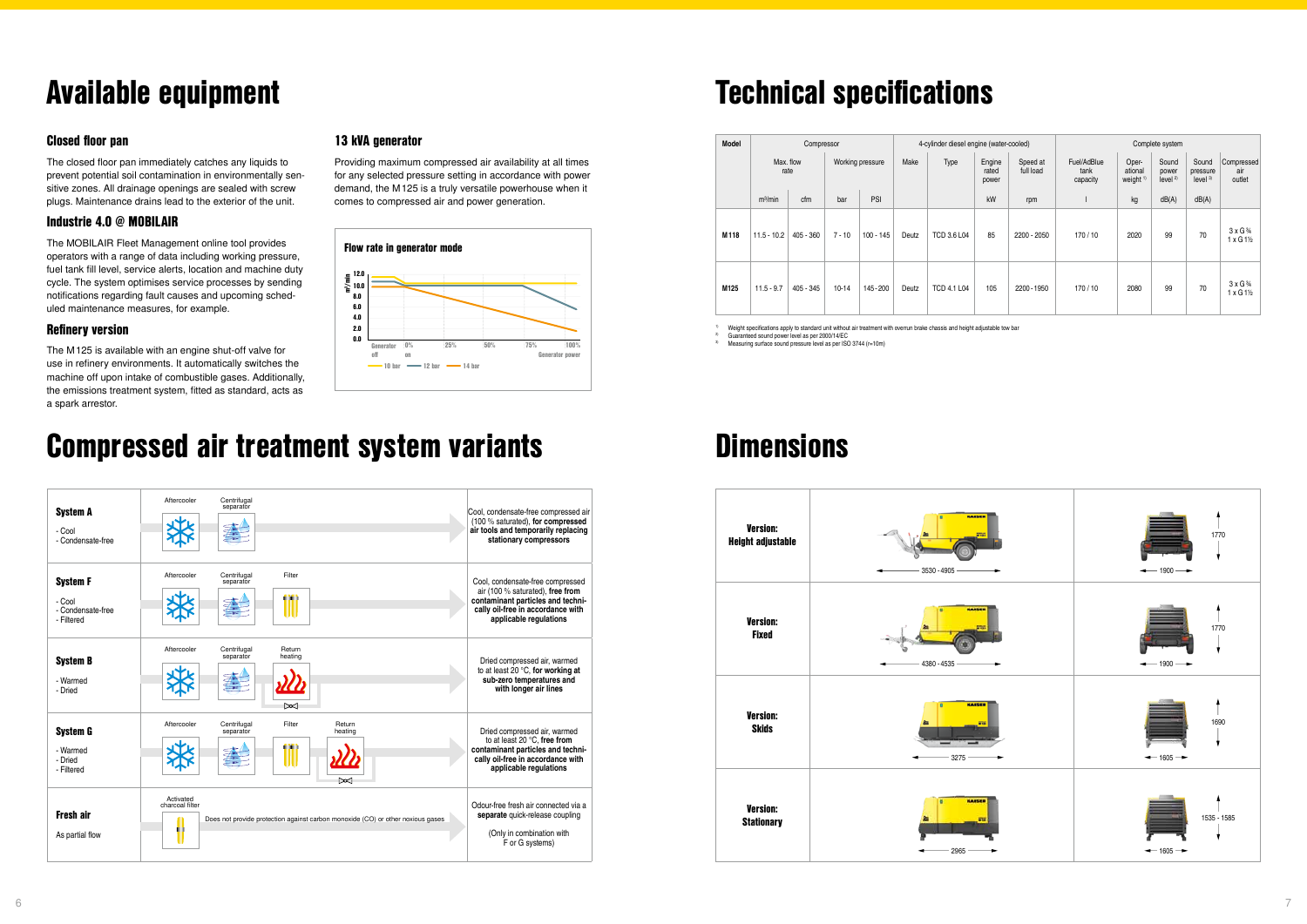# Available equipment

### Closed floor pan

The closed floor pan immediately catches any liquids to prevent potential soil contamination in environmentally sensitive zones. All drainage openings are sealed with screw plugs. Maintenance drains lead to the exterior of the unit.

### Industrie 4.0 @ MOBILAIR

The MOBILAIR Fleet Management online tool provides operators with a range of data including working pressure, fuel tank fill level, service alerts, location and machine duty cycle. The system optimises service processes by sending notifications regarding fault causes and upcoming scheduled maintenance measures, for example.

### Refinery version

The M125 is available with an engine shut-off valve for use in refinery environments. It automatically switches the machine off upon intake of combustible gases. Additionally, the emissions treatment system, fitted as standard, acts as a spark arrestor.

### 13 kVA generator

Providing maximum compressed air availability at all times for any selected pressure setting in accordance with power demand, the M125 is a truly versatile powerhouse when it comes to compressed air and power generation.

**Flow rate in generator mode**

m³/min: 12.0, 10.0, 8.0, 6.0, 4.0, 2.0, 0.0

Generator off | Generator on 0% | 25% | 50% | 75% | 100% Generator power

— 10 bar — 12 bar — 14 bar

# Compressed air treatment system variants

| System | Components | Description |
|---|---|---|
| **System A**<br>- Cool<br>- Condensate-free | Aftercooler, Centrifugal separator | Cool, condensate-free compressed air (100 % saturated), **for compressed air tools and temporarily replacing stationary compressors** |
| **System F**<br>- Cool<br>- Condensate-free<br>- Filtered | Aftercooler, Centrifugal separator, Filter | Cool, condensate-free compressed air (100 % saturated), **free from contaminant particles and technically oil-free in accordance with applicable regulations** |
| **System B**<br>- Warmed<br>- Dried | Aftercooler, Centrifugal separator, Return heating | Dried compressed air, warmed to at least 20 °C, **for working at sub-zero temperatures and with longer air lines** |
| **System G**<br>- Warmed<br>- Dried<br>- Filtered | Aftercooler, Centrifugal separator, Filter, Return heating | Dried compressed air, warmed to at least 20 °C, **free from contaminant particles and technically oil-free in accordance with applicable regulations** |
| **Fresh air**<br>As partial flow | Activated charcoal filter — Does not provide protection against carbon monoxide (CO) or other noxious gases | Odour-free fresh air connected via a **separate** quick-release coupling<br>(Only in combination with F or G systems) |

# Technical specifications

| Model | Compressor | | | | 4-cylinder diesel engine (water-cooled) | | | | Complete system | | | | |
|---|---|---|---|---|---|---|---|---|---|---|---|---|---|
| | Max. flow rate | | Working pressure | | Make | Type | Engine rated power | Speed at full load | Fuel/AdBlue tank capacity | Operational weight [1] | Sound power level [2] | Sound pressure level [3] | Compressed air outlet |
| | m³/min | cfm | bar | PSI | | | kW | rpm | l | kg | dB(A) | dB(A) | |
| M118 | 11.5 - 10.2 | 405 - 360 | 7 - 10 | 100 - 145 | Deutz | TCD 3.6 L04 | 85 | 2200 - 2050 | 170 / 10 | 2020 | 99 | 70 | 3 x G ¾<br>1 x G 1½ |
| M125 | 11.5 - 9.7 | 405 - 345 | 10-14 | 145 - 200 | Deutz | TCD 4.1 L04 | 105 | 2200 - 1950 | 170 / 10 | 2080 | 99 | 70 | 3 x G ¾<br>1 x G 1½ |

[1] Weight specifications apply to standard unit without air treatment with overrun brake chassis and height adjustable tow bar
[2] Guaranteed sound power level as per 2000/14/EC
[3] Measuring surface sound pressure level as per ISO 3744 (r=10m)

# Dimensions

| Version | Length | Width / Height |
|---|---|---|
| **Version: Height adjustable** | 3530 - 4905 | 1900 / 1770 |
| **Version: Fixed** | 4380 - 4535 | 1900 / 1770 |
| **Version: Skids** | 3275 | 1605 / 1690 |
| **Version: Stationary** | 2965 | 1605 / 1535 - 1585 |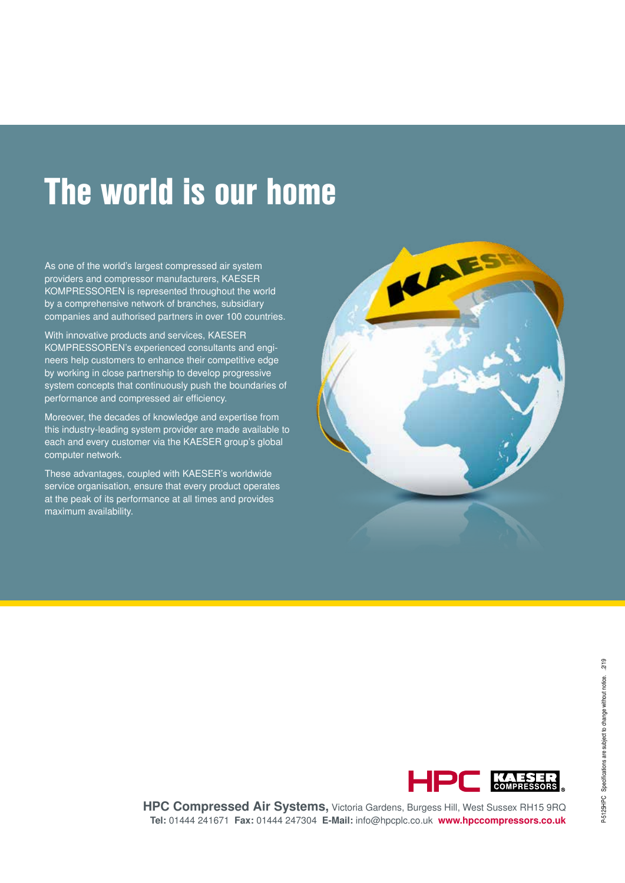# The world is our home

As one of the world's largest compressed air system providers and compressor manufacturers, KAESER KOMPRESSOREN is represented throughout the world by a comprehensive network of branches, subsidiary companies and authorised partners in over 100 countries.

With innovative products and services, KAESER KOMPRESSOREN's experienced consultants and engineers help customers to enhance their competitive edge by working in close partnership to develop progressive system concepts that continuously push the boundaries of performance and compressed air efficiency.

Moreover, the decades of knowledge and expertise from this industry-leading system provider are made available to each and every customer via the KAESER group's global computer network.

These advantages, coupled with KAESER's worldwide service organisation, ensure that every product operates at the peak of its performance at all times and provides maximum availability.

**HPC Compressed Air Systems,** Victoria Gardens, Burgess Hill, West Sussex RH15 9RQ
**Tel:** 01444 241671 **Fax:** 01444 247304 **E-Mail:** info@hpcplc.co.uk **www.hpccompressors.co.uk**

P-512HPC Specifications are subject to change without notice. .2/19